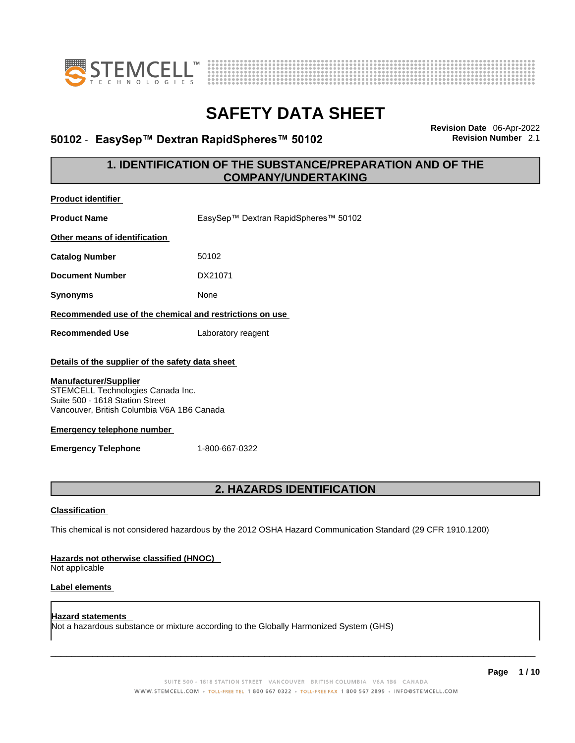# SAFETY DATA SHEET

## 50102 - EasySep™ Dextran RapidSpheres™ 50102

**Revision Date** 06-Apr-2022
**Revision Number** 2.1

## 1. IDENTIFICATION OF THE SUBSTANCE/PREPARATION AND OF THE COMPANY/UNDERTAKING

**Product identifier**

**Product Name** EasySep™ Dextran RapidSpheres™ 50102

**Other means of identification**

**Catalog Number** 50102

**Document Number** DX21071

**Synonyms** None

**Recommended use of the chemical and restrictions on use**

**Recommended Use** Laboratory reagent

**Details of the supplier of the safety data sheet**

**Manufacturer/Supplier**
STEMCELL Technologies Canada Inc.
Suite 500 - 1618 Station Street
Vancouver, British Columbia V6A 1B6 Canada

**Emergency telephone number**

**Emergency Telephone** 1-800-667-0322

## 2. HAZARDS IDENTIFICATION

**Classification**

This chemical is not considered hazardous by the 2012 OSHA Hazard Communication Standard (29 CFR 1910.1200)

**Hazards not otherwise classified (HNOC)**
Not applicable

**Label elements**

**Hazard statements**
Not a hazardous substance or mixture according to the Globally Harmonized System (GHS)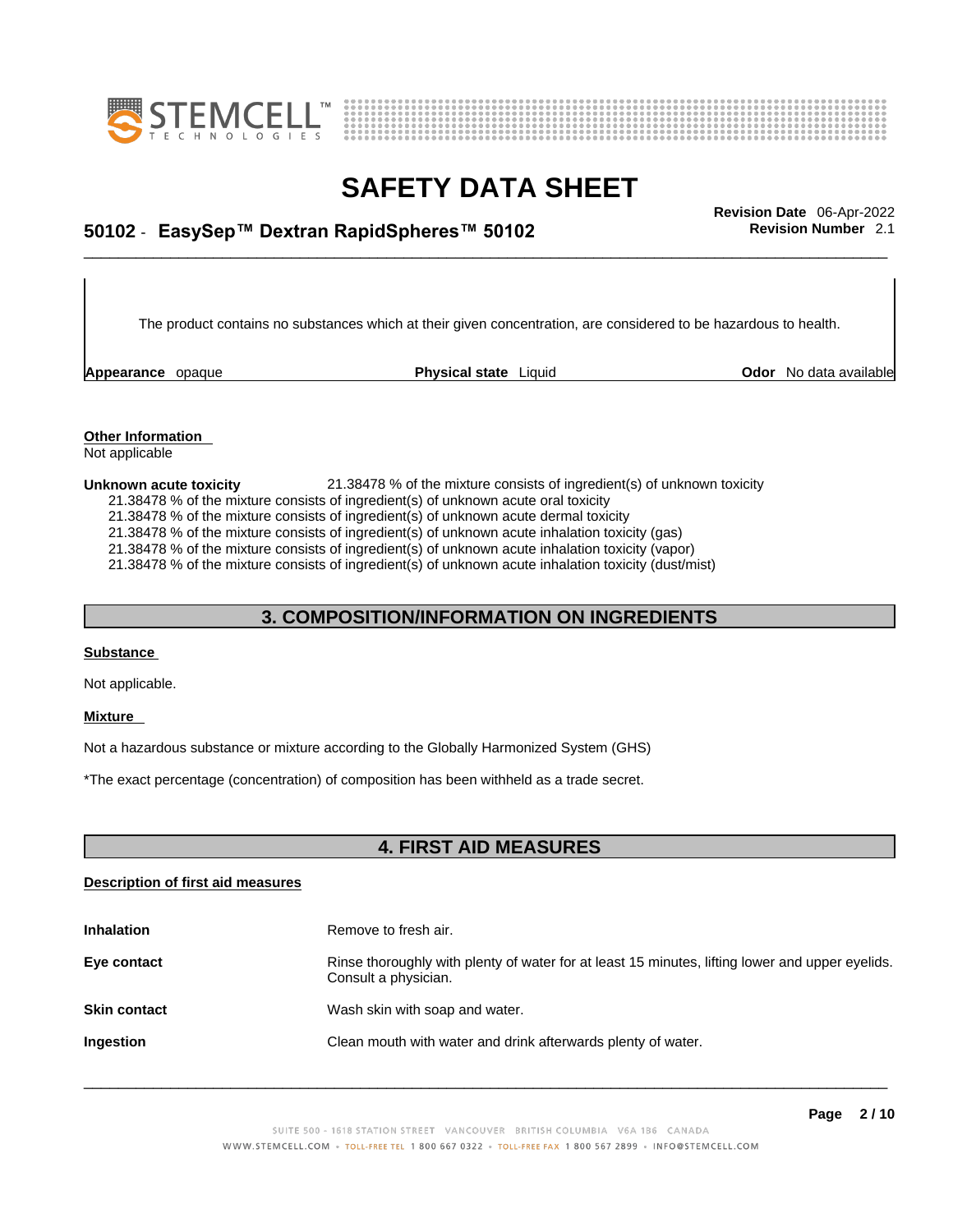The product contains no substances which at their given concentration, are considered to be hazardous to health.

**Appearance** opaque | **Physical state** Liquid | **Odor** No data available

**Other Information**
Not applicable

**Unknown acute toxicity** 21.38478 % of the mixture consists of ingredient(s) of unknown toxicity
21.38478 % of the mixture consists of ingredient(s) of unknown acute oral toxicity
21.38478 % of the mixture consists of ingredient(s) of unknown acute dermal toxicity
21.38478 % of the mixture consists of ingredient(s) of unknown acute inhalation toxicity (gas)
21.38478 % of the mixture consists of ingredient(s) of unknown acute inhalation toxicity (vapor)
21.38478 % of the mixture consists of ingredient(s) of unknown acute inhalation toxicity (dust/mist)

## 3. COMPOSITION/INFORMATION ON INGREDIENTS

**Substance**

Not applicable.

**Mixture**

Not a hazardous substance or mixture according to the Globally Harmonized System (GHS)

*The exact percentage (concentration) of composition has been withheld as a trade secret.

## 4. FIRST AID MEASURES

**Description of first aid measures**

| | |
|---|---|
| **Inhalation** | Remove to fresh air. |
| **Eye contact** | Rinse thoroughly with plenty of water for at least 15 minutes, lifting lower and upper eyelids. Consult a physician. |
| **Skin contact** | Wash skin with soap and water. |
| **Ingestion** | Clean mouth with water and drink afterwards plenty of water. |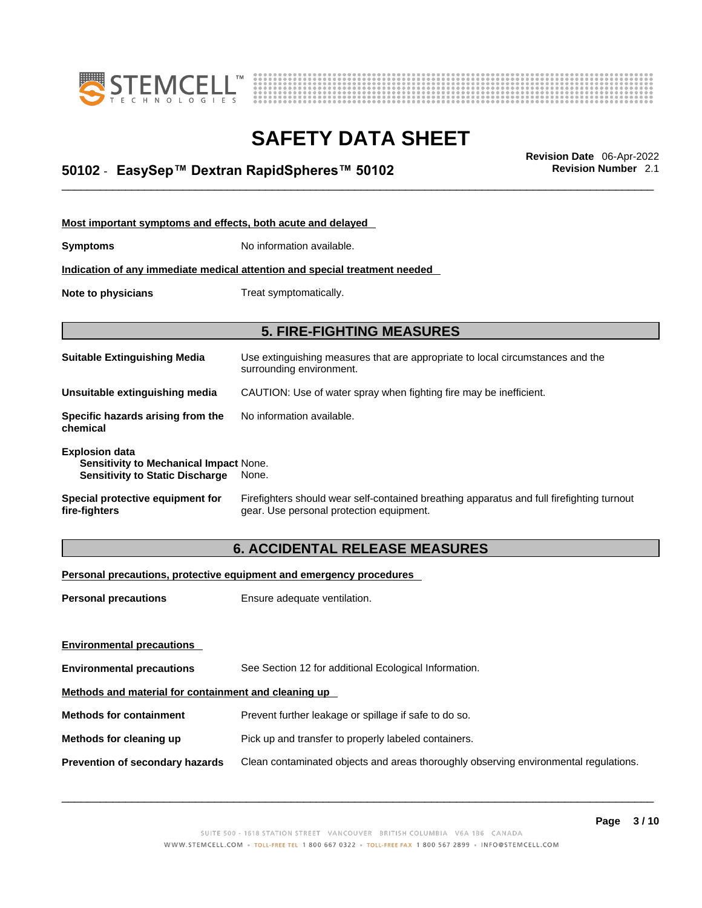**Most important symptoms and effects, both acute and delayed**

**Symptoms** No information available.

**Indication of any immediate medical attention and special treatment needed**

**Note to physicians** Treat symptomatically.

## 5. FIRE-FIGHTING MEASURES

**Suitable Extinguishing Media** Use extinguishing measures that are appropriate to local circumstances and the surrounding environment.

**Unsuitable extinguishing media** CAUTION: Use of water spray when fighting fire may be inefficient.

**Specific hazards arising from the chemical** No information available.

**Explosion data**
**Sensitivity to Mechanical Impact** None.
**Sensitivity to Static Discharge** None.

**Special protective equipment for fire-fighters** Firefighters should wear self-contained breathing apparatus and full firefighting turnout gear. Use personal protection equipment.

## 6. ACCIDENTAL RELEASE MEASURES

**Personal precautions, protective equipment and emergency procedures**

**Personal precautions** Ensure adequate ventilation.

**Environmental precautions**

**Environmental precautions** See Section 12 for additional Ecological Information.

**Methods and material for containment and cleaning up**

**Methods for containment** Prevent further leakage or spillage if safe to do so.

**Methods for cleaning up** Pick up and transfer to properly labeled containers.

**Prevention of secondary hazards** Clean contaminated objects and areas thoroughly observing environmental regulations.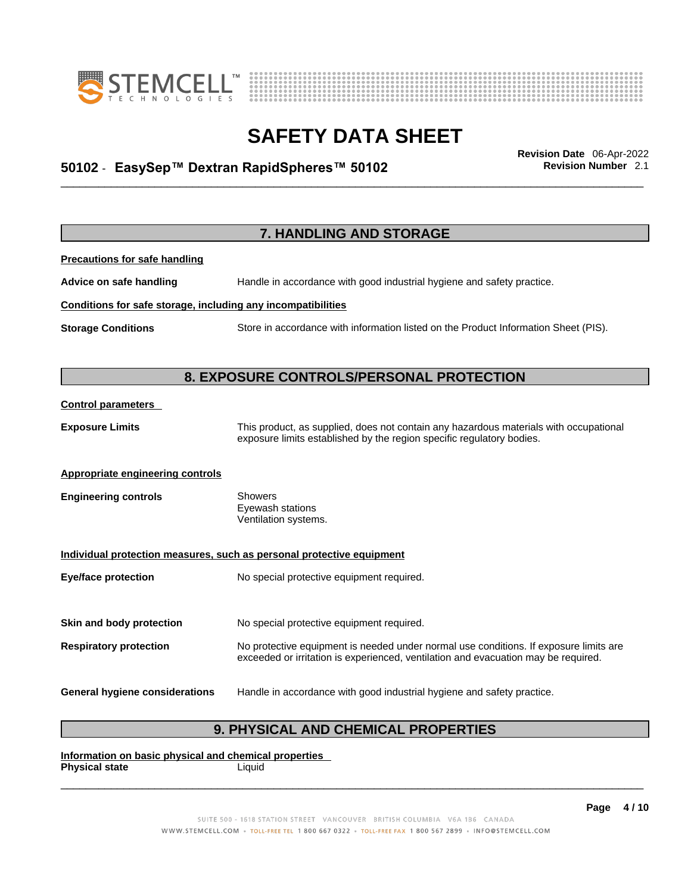## 7. HANDLING AND STORAGE

**Precautions for safe handling**

**Advice on safe handling** Handle in accordance with good industrial hygiene and safety practice.

**Conditions for safe storage, including any incompatibilities**

**Storage Conditions** Store in accordance with information listed on the Product Information Sheet (PIS).

## 8. EXPOSURE CONTROLS/PERSONAL PROTECTION

**Control parameters**

**Exposure Limits** This product, as supplied, does not contain any hazardous materials with occupational exposure limits established by the region specific regulatory bodies.

**Appropriate engineering controls**

**Engineering controls** Showers
Eyewash stations
Ventilation systems.

**Individual protection measures, such as personal protective equipment**

**Eye/face protection** No special protective equipment required.

**Skin and body protection** No special protective equipment required.

**Respiratory protection** No protective equipment is needed under normal use conditions. If exposure limits are exceeded or irritation is experienced, ventilation and evacuation may be required.

**General hygiene considerations** Handle in accordance with good industrial hygiene and safety practice.

## 9. PHYSICAL AND CHEMICAL PROPERTIES

**Information on basic physical and chemical properties**

**Physical state** Liquid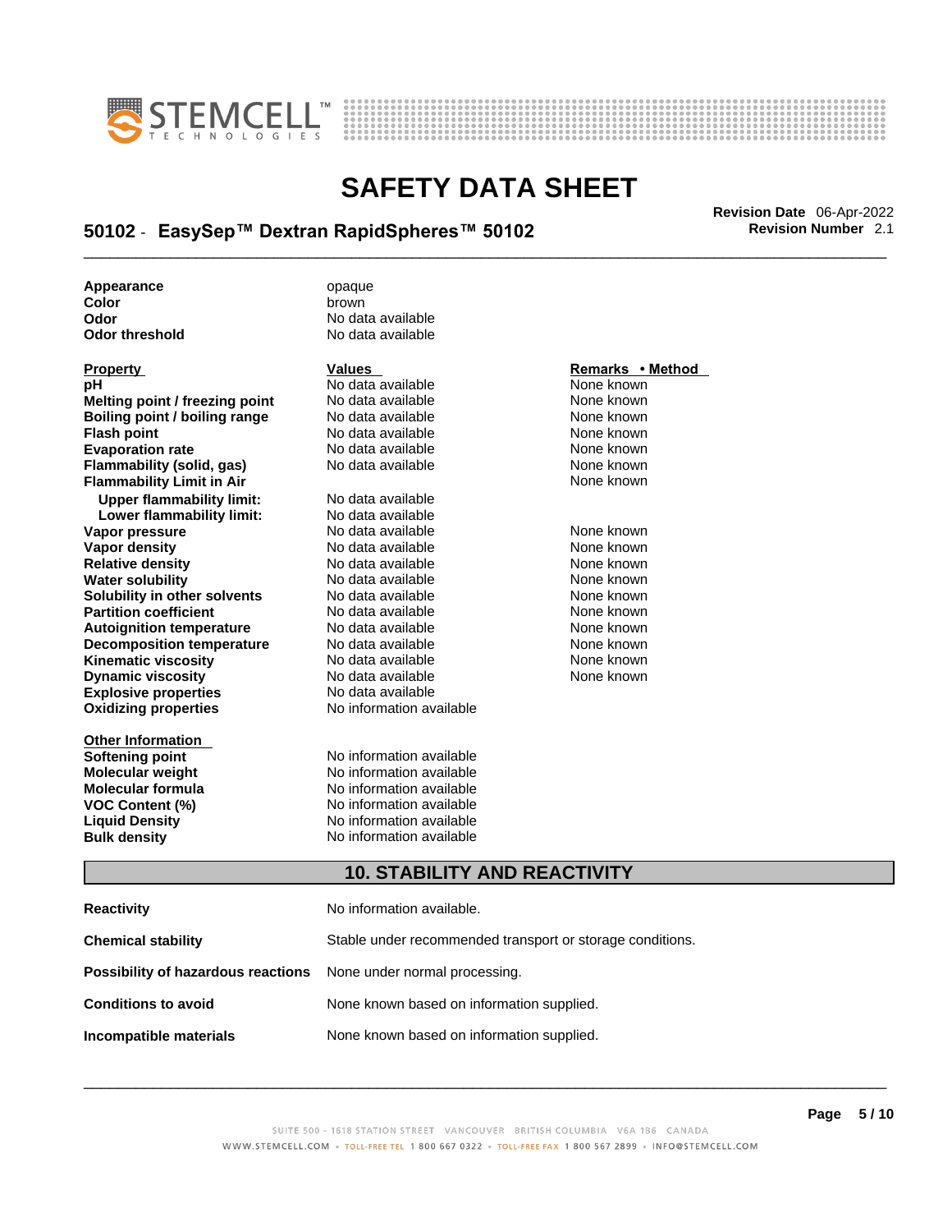| | |
|---|---|
| **Appearance** | opaque |
| **Color** | brown |
| **Odor** | No data available |
| **Odor threshold** | No data available |

| Property | Values | Remarks • Method |
|---|---|---|
| **pH** | No data available | None known |
| **Melting point / freezing point** | No data available | None known |
| **Boiling point / boiling range** | No data available | None known |
| **Flash point** | No data available | None known |
| **Evaporation rate** | No data available | None known |
| **Flammability (solid, gas)** | No data available | None known |
| **Flammability Limit in Air** | | None known |
| **Upper flammability limit:** | No data available | |
| **Lower flammability limit:** | No data available | |
| **Vapor pressure** | No data available | None known |
| **Vapor density** | No data available | None known |
| **Relative density** | No data available | None known |
| **Water solubility** | No data available | None known |
| **Solubility in other solvents** | No data available | None known |
| **Partition coefficient** | No data available | None known |
| **Autoignition temperature** | No data available | None known |
| **Decomposition temperature** | No data available | None known |
| **Kinematic viscosity** | No data available | None known |
| **Dynamic viscosity** | No data available | None known |
| **Explosive properties** | No data available | |
| **Oxidizing properties** | No information available | |

| Other Information | |
|---|---|
| **Softening point** | No information available |
| **Molecular weight** | No information available |
| **Molecular formula** | No information available |
| **VOC Content (%)** | No information available |
| **Liquid Density** | No information available |
| **Bulk density** | No information available |

## 10. STABILITY AND REACTIVITY

| | |
|---|---|
| **Reactivity** | No information available. |
| **Chemical stability** | Stable under recommended transport or storage conditions. |
| **Possibility of hazardous reactions** | None under normal processing. |
| **Conditions to avoid** | None known based on information supplied. |
| **Incompatible materials** | None known based on information supplied. |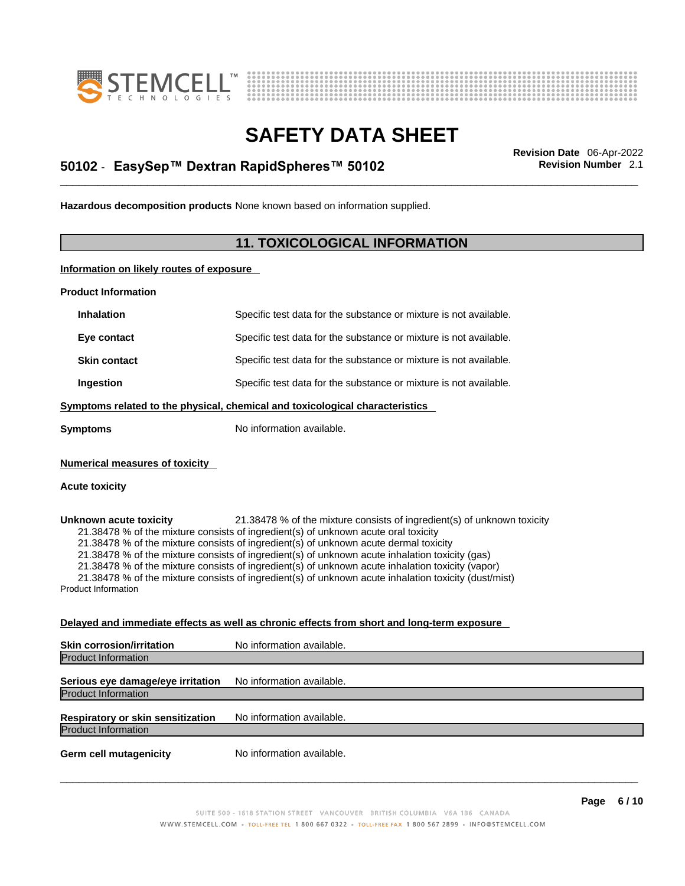**Hazardous decomposition products** None known based on information supplied.

## 11. TOXICOLOGICAL INFORMATION

**Information on likely routes of exposure**

**Product Information**

| | |
|---|---|
| **Inhalation** | Specific test data for the substance or mixture is not available. |
| **Eye contact** | Specific test data for the substance or mixture is not available. |
| **Skin contact** | Specific test data for the substance or mixture is not available. |
| **Ingestion** | Specific test data for the substance or mixture is not available. |

**Symptoms related to the physical, chemical and toxicological characteristics**

**Symptoms** No information available.

**Numerical measures of toxicity**

**Acute toxicity**

**Unknown acute toxicity** 21.38478 % of the mixture consists of ingredient(s) of unknown toxicity

21.38478 % of the mixture consists of ingredient(s) of unknown acute oral toxicity
21.38478 % of the mixture consists of ingredient(s) of unknown acute dermal toxicity
21.38478 % of the mixture consists of ingredient(s) of unknown acute inhalation toxicity (gas)
21.38478 % of the mixture consists of ingredient(s) of unknown acute inhalation toxicity (vapor)
21.38478 % of the mixture consists of ingredient(s) of unknown acute inhalation toxicity (dust/mist)

Product Information

**Delayed and immediate effects as well as chronic effects from short and long-term exposure**

**Skin corrosion/irritation** No information available.

Product Information

**Serious eye damage/eye irritation** No information available.

Product Information

**Respiratory or skin sensitization** No information available.

Product Information

**Germ cell mutagenicity** No information available.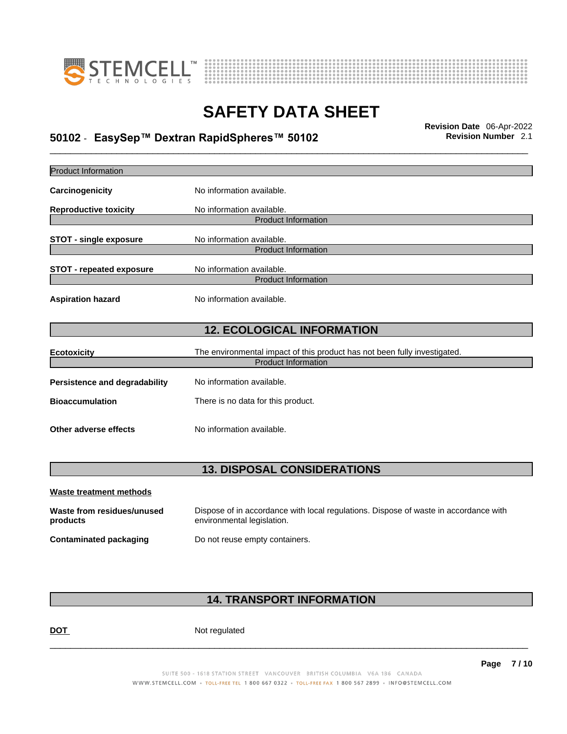Product Information

**Carcinogenicity** No information available.

**Reproductive toxicity** No information available.

Product Information

**STOT - single exposure** No information available.

Product Information

**STOT - repeated exposure** No information available.

Product Information

**Aspiration hazard** No information available.

## 12. ECOLOGICAL INFORMATION

**Ecotoxicity** The environmental impact of this product has not been fully investigated.

Product Information

**Persistence and degradability** No information available.

**Bioaccumulation** There is no data for this product.

**Other adverse effects** No information available.

## 13. DISPOSAL CONSIDERATIONS

**Waste treatment methods**

**Waste from residues/unused products** Dispose of in accordance with local regulations. Dispose of waste in accordance with environmental legislation.

**Contaminated packaging** Do not reuse empty containers.

## 14. TRANSPORT INFORMATION

**DOT** Not regulated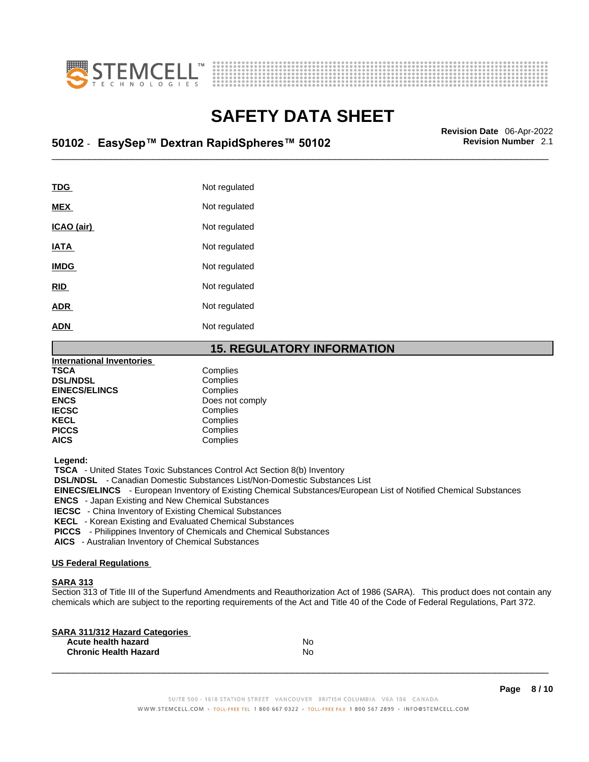| | |
|---|---|
| **TDG** | Not regulated |
| **MEX** | Not regulated |
| **ICAO (air)** | Not regulated |
| **IATA** | Not regulated |
| **IMDG** | Not regulated |
| **RID** | Not regulated |
| **ADR** | Not regulated |
| **ADN** | Not regulated |

## 15. REGULATORY INFORMATION

**International Inventories**

| | |
|---|---|
| **TSCA** | Complies |
| **DSL/NDSL** | Complies |
| **EINECS/ELINCS** | Complies |
| **ENCS** | Does not comply |
| **IECSC** | Complies |
| **KECL** | Complies |
| **PICCS** | Complies |
| **AICS** | Complies |

**Legend:**
**TSCA** - United States Toxic Substances Control Act Section 8(b) Inventory
**DSL/NDSL** - Canadian Domestic Substances List/Non-Domestic Substances List
**EINECS/ELINCS** - European Inventory of Existing Chemical Substances/European List of Notified Chemical Substances
**ENCS** - Japan Existing and New Chemical Substances
**IECSC** - China Inventory of Existing Chemical Substances
**KECL** - Korean Existing and Evaluated Chemical Substances
**PICCS** - Philippines Inventory of Chemicals and Chemical Substances
**AICS** - Australian Inventory of Chemical Substances

**US Federal Regulations**

**SARA 313**
Section 313 of Title III of the Superfund Amendments and Reauthorization Act of 1986 (SARA). This product does not contain any chemicals which are subject to the reporting requirements of the Act and Title 40 of the Code of Federal Regulations, Part 372.

**SARA 311/312 Hazard Categories**

| | |
|---|---|
| **Acute health hazard** | No |
| **Chronic Health Hazard** | No |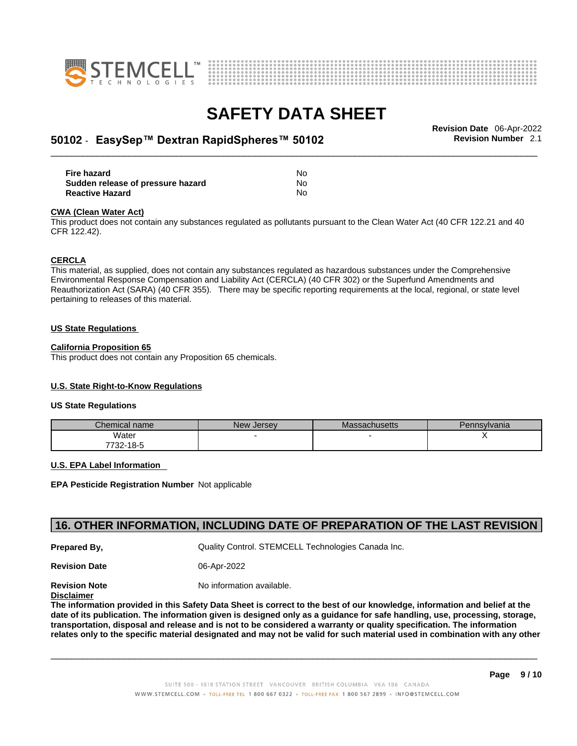| | |
|---|---|
| **Fire hazard** | No |
| **Sudden release of pressure hazard** | No |
| **Reactive Hazard** | No |

**CWA (Clean Water Act)**

This product does not contain any substances regulated as pollutants pursuant to the Clean Water Act (40 CFR 122.21 and 40 CFR 122.42).

**CERCLA**

This material, as supplied, does not contain any substances regulated as hazardous substances under the Comprehensive Environmental Response Compensation and Liability Act (CERCLA) (40 CFR 302) or the Superfund Amendments and Reauthorization Act (SARA) (40 CFR 355). There may be specific reporting requirements at the local, regional, or state level pertaining to releases of this material.

**US State Regulations**

**California Proposition 65**

This product does not contain any Proposition 65 chemicals.

**U.S. State Right-to-Know Regulations**

**US State Regulations**

| Chemical name | New Jersey | Massachusetts | Pennsylvania |
|---|---|---|---|
| Water<br>7732-18-5 | - | - | X |

**U.S. EPA Label Information**

**EPA Pesticide Registration Number** Not applicable

## 16. OTHER INFORMATION, INCLUDING DATE OF PREPARATION OF THE LAST REVISION

**Prepared By,** Quality Control. STEMCELL Technologies Canada Inc.

**Revision Date** 06-Apr-2022

**Revision Note** No information available.

**Disclaimer**

**The information provided in this Safety Data Sheet is correct to the best of our knowledge, information and belief at the date of its publication. The information given is designed only as a guidance for safe handling, use, processing, storage, transportation, disposal and release and is not to be considered a warranty or quality specification. The information relates only to the specific material designated and may not be valid for such material used in combination with any other**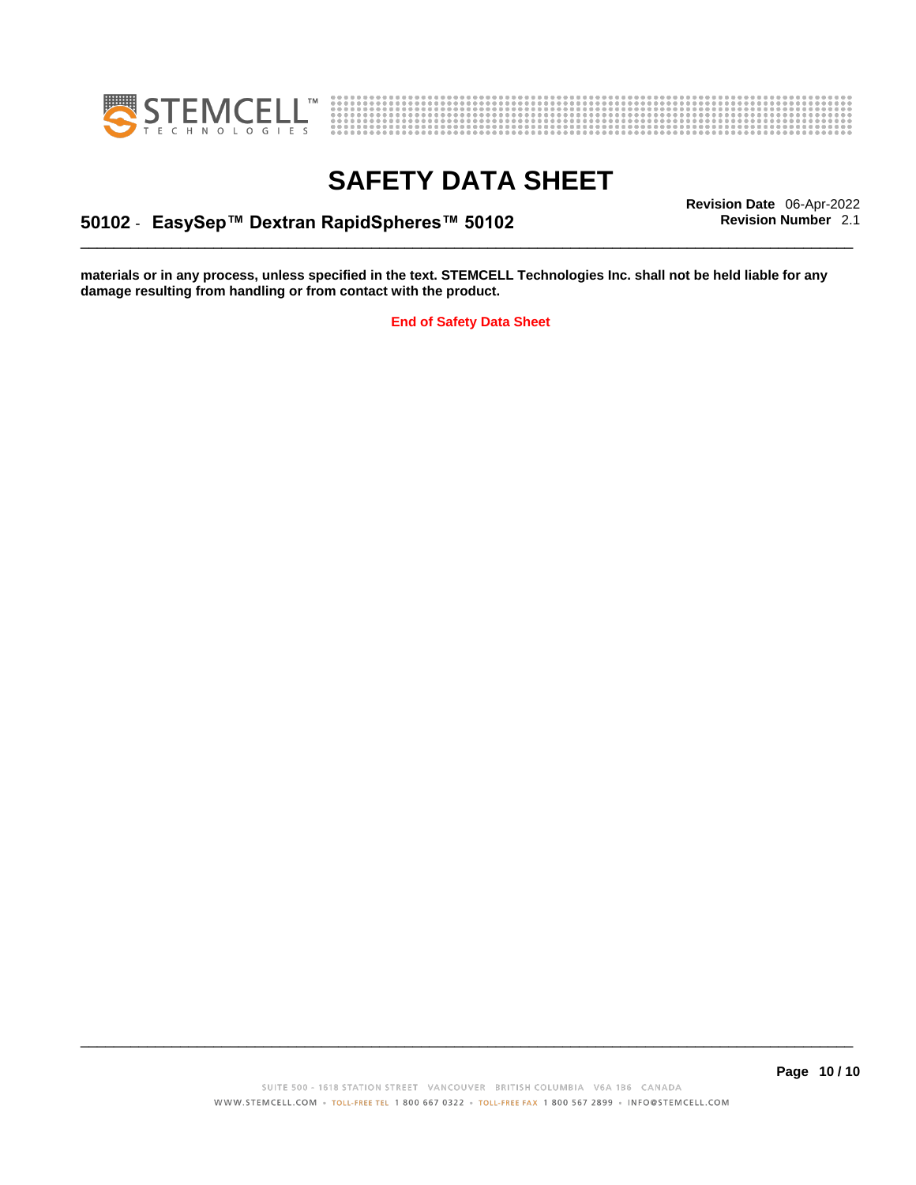**materials or in any process, unless specified in the text. STEMCELL Technologies Inc. shall not be held liable for any damage resulting from handling or from contact with the product.**

**End of Safety Data Sheet**